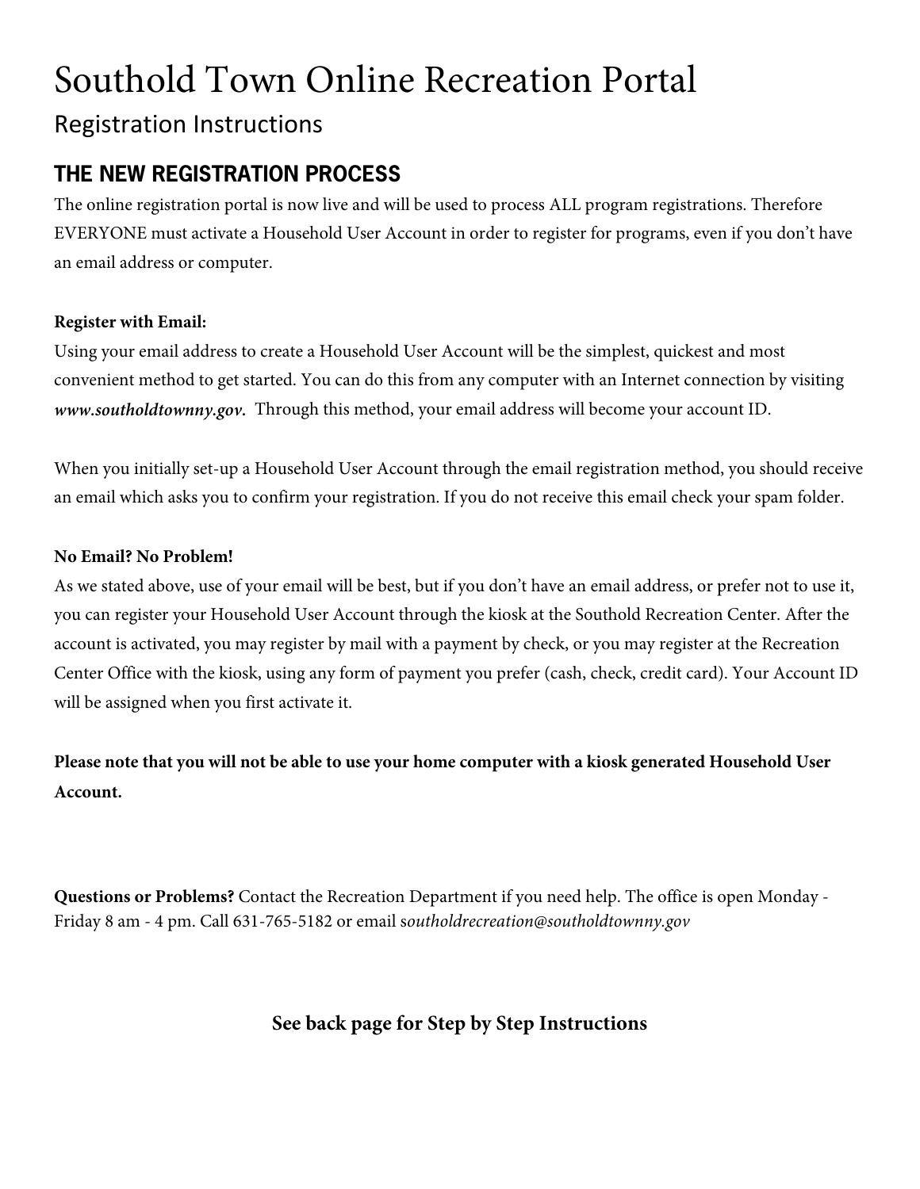# Southold Town Online Recreation Portal

## Registration Instructions

### THE NEW REGISTRATION PROCESS

The online registration portal is now live and will be used to process ALL program registrations. Therefore EVERYONE must activate a Household User Account in order to register for programs, even if you don't have an email address or computer.

**Register with Email:**

Using your email address to create a Household User Account will be the simplest, quickest and most convenient method to get started. You can do this from any computer with an Internet connection by visiting ***www.southoldtownny.gov.*** Through this method, your email address will become your account ID.

When you initially set-up a Household User Account through the email registration method, you should receive an email which asks you to confirm your registration. If you do not receive this email check your spam folder.

**No Email? No Problem!**

As we stated above, use of your email will be best, but if you don't have an email address, or prefer not to use it, you can register your Household User Account through the kiosk at the Southold Recreation Center. After the account is activated, you may register by mail with a payment by check, or you may register at the Recreation Center Office with the kiosk, using any form of payment you prefer (cash, check, credit card). Your Account ID will be assigned when you first activate it.

**Please note that you will not be able to use your home computer with a kiosk generated Household User Account.**

**Questions or Problems?** Contact the Recreation Department if you need help. The office is open Monday - Friday 8 am - 4 pm. Call 631-765-5182 or email s*outholdrecreation@southoldtownny.gov*

**See back page for Step by Step Instructions**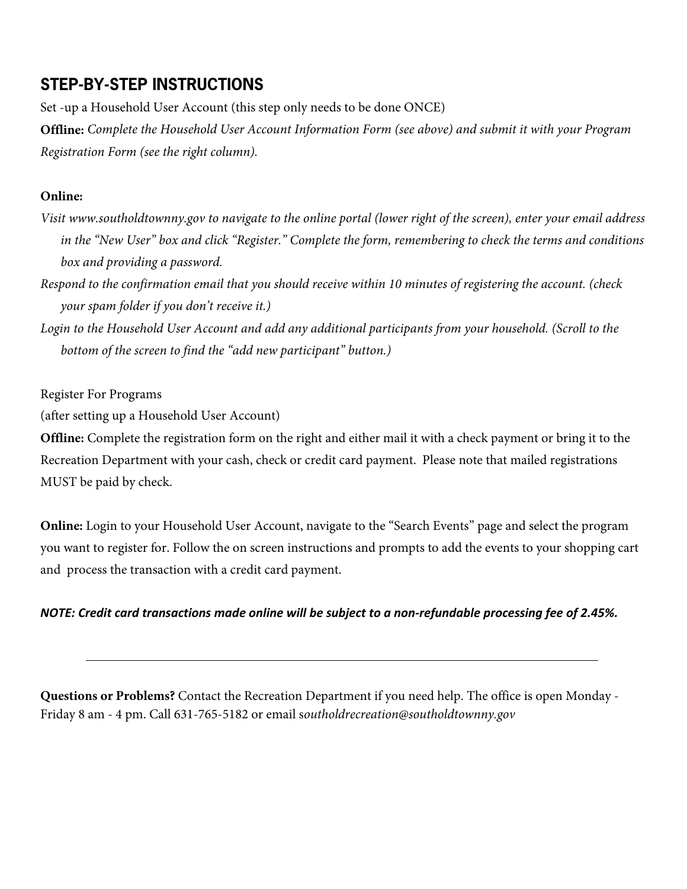## STEP-BY-STEP INSTRUCTIONS

Set -up a Household User Account (this step only needs to be done ONCE)

**Offline:** *Complete the Household User Account Information Form (see above) and submit it with your Program Registration Form (see the right column).*

**Online:**

*Visit www.southoldtownny.gov to navigate to the online portal (lower right of the screen), enter your email address in the "New User" box and click "Register." Complete the form, remembering to check the terms and conditions box and providing a password.*

*Respond to the confirmation email that you should receive within 10 minutes of registering the account. (check your spam folder if you don't receive it.)*

*Login to the Household User Account and add any additional participants from your household. (Scroll to the bottom of the screen to find the "add new participant" button.)*

Register For Programs

(after setting up a Household User Account)

**Offline:** Complete the registration form on the right and either mail it with a check payment or bring it to the Recreation Department with your cash, check or credit card payment. Please note that mailed registrations MUST be paid by check.

**Online:** Login to your Household User Account, navigate to the "Search Events" page and select the program you want to register for. Follow the on screen instructions and prompts to add the events to your shopping cart and process the transaction with a credit card payment.

***NOTE: Credit card transactions made online will be subject to a non-refundable processing fee of 2.45%.***

---

**Questions or Problems?** Contact the Recreation Department if you need help. The office is open Monday - Friday 8 am - 4 pm. Call 631-765-5182 or email s*outholdrecreation@southoldtownny.gov*